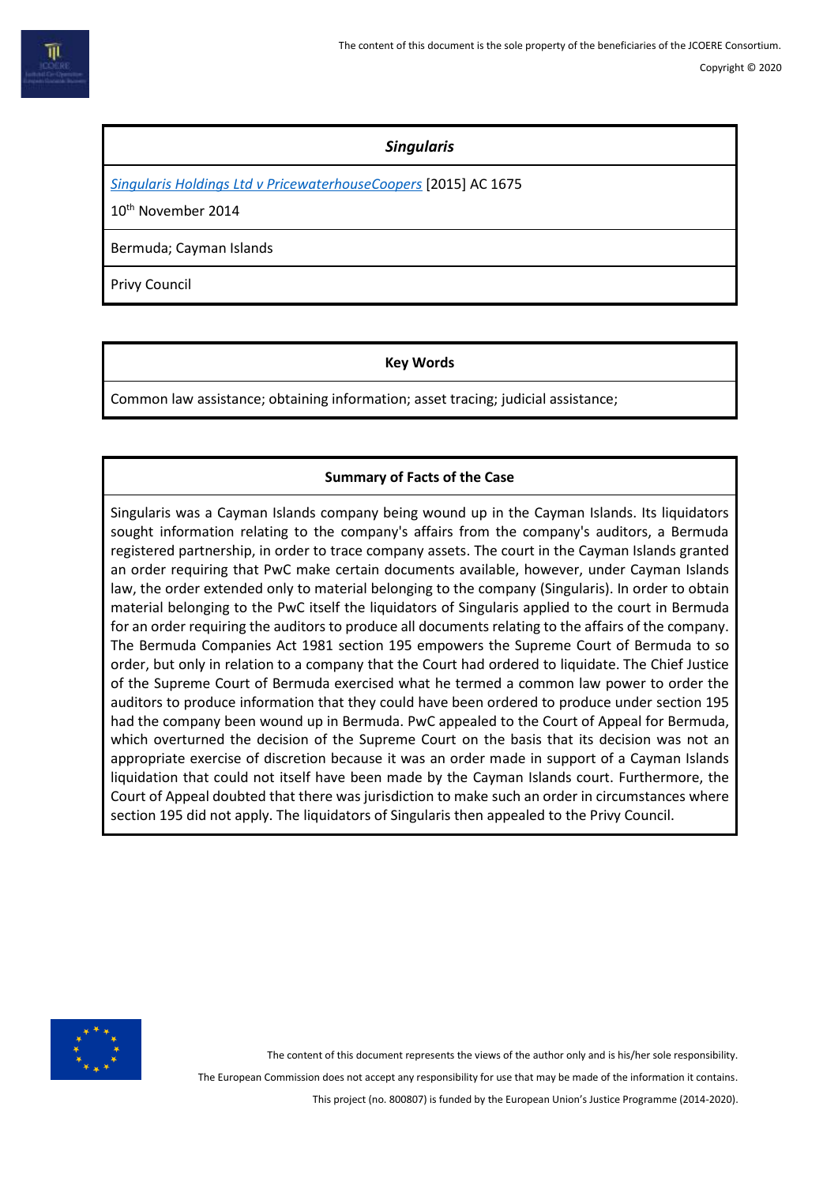| ***Singularis*** |
|---|
| *Singularis Holdings Ltd v PricewaterhouseCoopers* [2015] AC 1675<br>10th November 2014 |
| Bermuda; Cayman Islands |
| Privy Council |

| **Key Words** |
|---|
| Common law assistance; obtaining information; asset tracing; judicial assistance; |

| **Summary of Facts of the Case** |
|---|
| Singularis was a Cayman Islands company being wound up in the Cayman Islands. Its liquidators sought information relating to the company's affairs from the company's auditors, a Bermuda registered partnership, in order to trace company assets. The court in the Cayman Islands granted an order requiring that PwC make certain documents available, however, under Cayman Islands law, the order extended only to material belonging to the company (Singularis). In order to obtain material belonging to the PwC itself the liquidators of Singularis applied to the court in Bermuda for an order requiring the auditors to produce all documents relating to the affairs of the company. The Bermuda Companies Act 1981 section 195 empowers the Supreme Court of Bermuda to so order, but only in relation to a company that the Court had ordered to liquidate. The Chief Justice of the Supreme Court of Bermuda exercised what he termed a common law power to order the auditors to produce information that they could have been ordered to produce under section 195 had the company been wound up in Bermuda. PwC appealed to the Court of Appeal for Bermuda, which overturned the decision of the Supreme Court on the basis that its decision was not an appropriate exercise of discretion because it was an order made in support of a Cayman Islands liquidation that could not itself have been made by the Cayman Islands court. Furthermore, the Court of Appeal doubted that there was jurisdiction to make such an order in circumstances where section 195 did not apply. The liquidators of Singularis then appealed to the Privy Council. |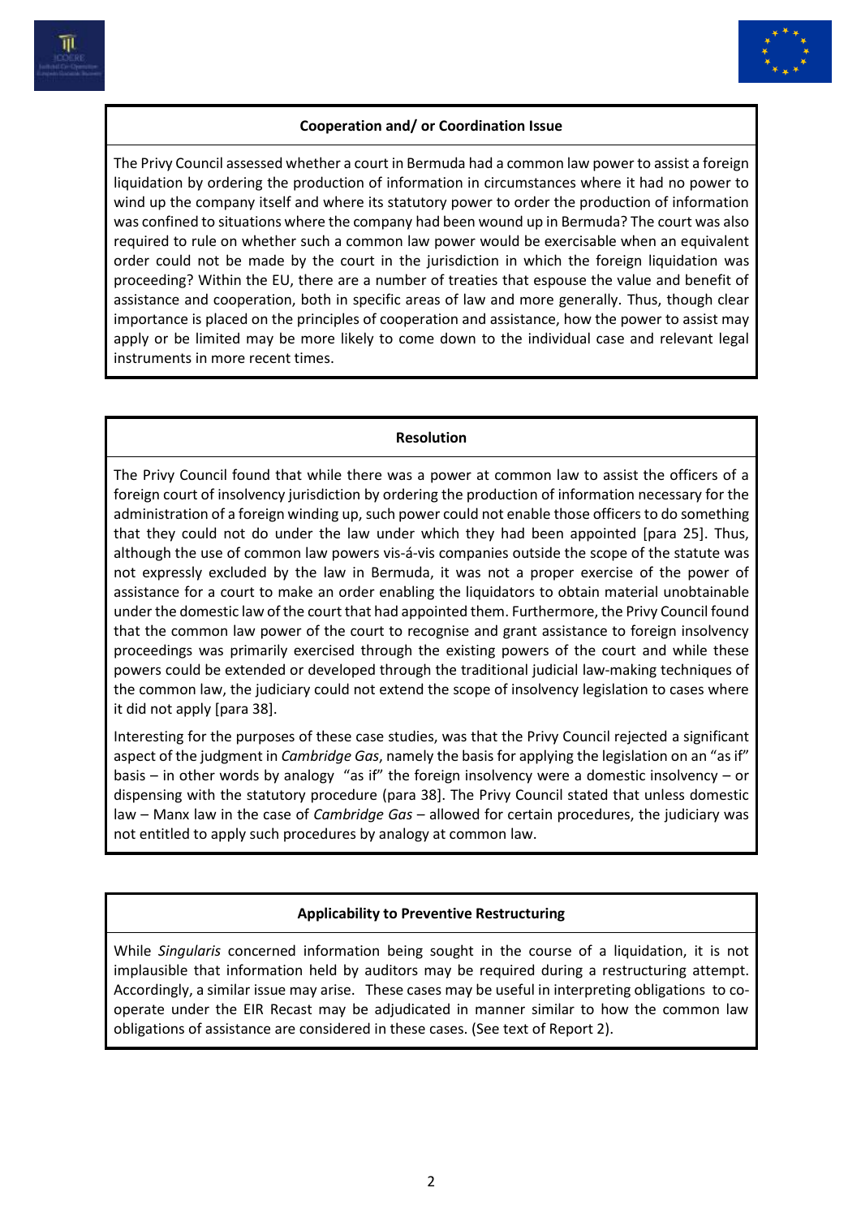**Cooperation and/ or Coordination Issue**

The Privy Council assessed whether a court in Bermuda had a common law power to assist a foreign liquidation by ordering the production of information in circumstances where it had no power to wind up the company itself and where its statutory power to order the production of information was confined to situations where the company had been wound up in Bermuda? The court was also required to rule on whether such a common law power would be exercisable when an equivalent order could not be made by the court in the jurisdiction in which the foreign liquidation was proceeding? Within the EU, there are a number of treaties that espouse the value and benefit of assistance and cooperation, both in specific areas of law and more generally. Thus, though clear importance is placed on the principles of cooperation and assistance, how the power to assist may apply or be limited may be more likely to come down to the individual case and relevant legal instruments in more recent times.

**Resolution**

The Privy Council found that while there was a power at common law to assist the officers of a foreign court of insolvency jurisdiction by ordering the production of information necessary for the administration of a foreign winding up, such power could not enable those officers to do something that they could not do under the law under which they had been appointed [para 25]. Thus, although the use of common law powers vis-á-vis companies outside the scope of the statute was not expressly excluded by the law in Bermuda, it was not a proper exercise of the power of assistance for a court to make an order enabling the liquidators to obtain material unobtainable under the domestic law of the court that had appointed them. Furthermore, the Privy Council found that the common law power of the court to recognise and grant assistance to foreign insolvency proceedings was primarily exercised through the existing powers of the court and while these powers could be extended or developed through the traditional judicial law-making techniques of the common law, the judiciary could not extend the scope of insolvency legislation to cases where it did not apply [para 38].

Interesting for the purposes of these case studies, was that the Privy Council rejected a significant aspect of the judgment in *Cambridge Gas*, namely the basis for applying the legislation on an "as if" basis – in other words by analogy "as if" the foreign insolvency were a domestic insolvency – or dispensing with the statutory procedure (para 38]. The Privy Council stated that unless domestic law – Manx law in the case of *Cambridge Gas* – allowed for certain procedures, the judiciary was not entitled to apply such procedures by analogy at common law.

**Applicability to Preventive Restructuring**

While *Singularis* concerned information being sought in the course of a liquidation, it is not implausible that information held by auditors may be required during a restructuring attempt. Accordingly, a similar issue may arise. These cases may be useful in interpreting obligations to co-operate under the EIR Recast may be adjudicated in manner similar to how the common law obligations of assistance are considered in these cases. (See text of Report 2).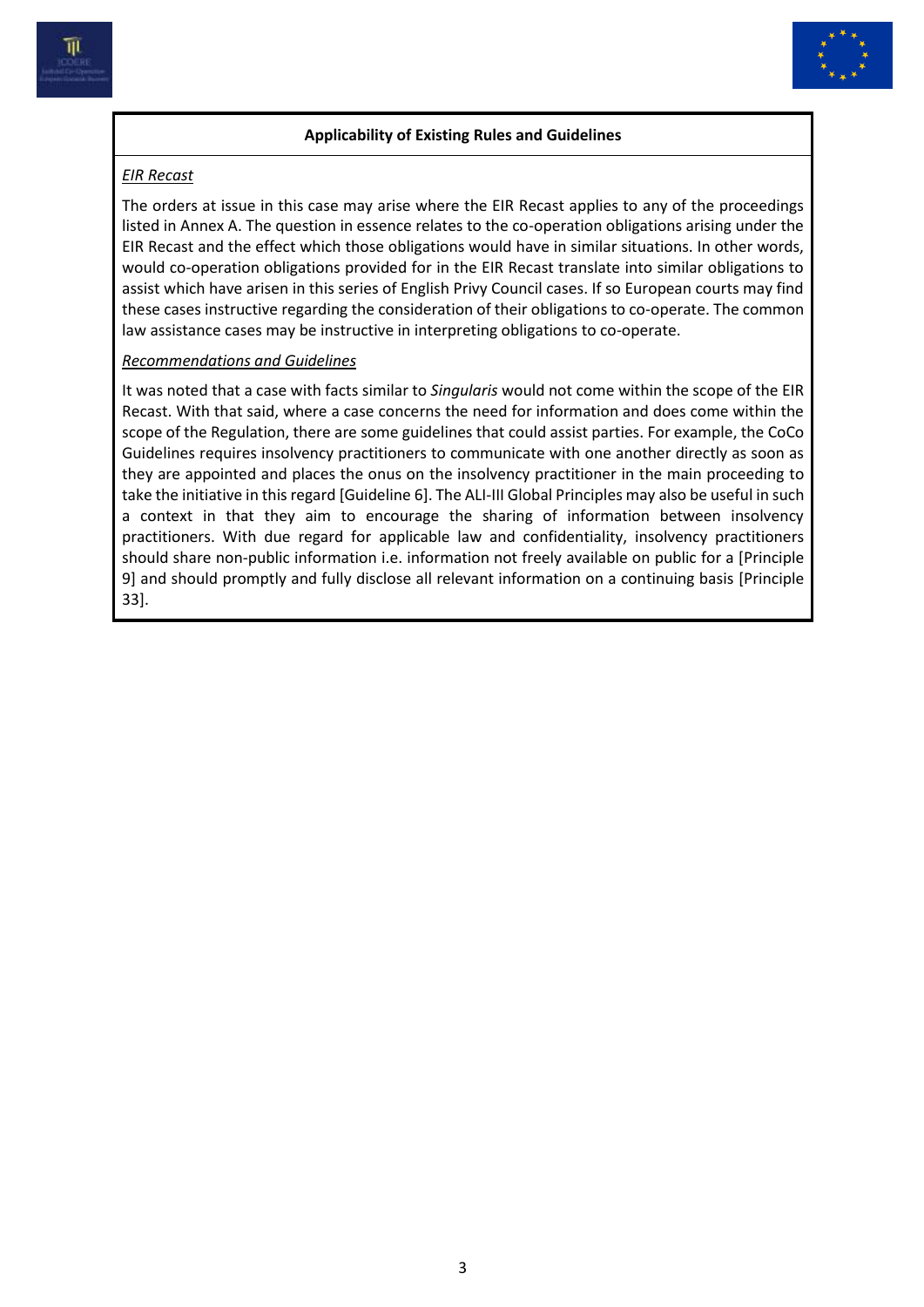**Applicability of Existing Rules and Guidelines**

*EIR Recast*

The orders at issue in this case may arise where the EIR Recast applies to any of the proceedings listed in Annex A. The question in essence relates to the co-operation obligations arising under the EIR Recast and the effect which those obligations would have in similar situations. In other words, would co-operation obligations provided for in the EIR Recast translate into similar obligations to assist which have arisen in this series of English Privy Council cases. If so European courts may find these cases instructive regarding the consideration of their obligations to co-operate. The common law assistance cases may be instructive in interpreting obligations to co-operate.

*Recommendations and Guidelines*

It was noted that a case with facts similar to *Singularis* would not come within the scope of the EIR Recast. With that said, where a case concerns the need for information and does come within the scope of the Regulation, there are some guidelines that could assist parties. For example, the CoCo Guidelines requires insolvency practitioners to communicate with one another directly as soon as they are appointed and places the onus on the insolvency practitioner in the main proceeding to take the initiative in this regard [Guideline 6]. The ALI-III Global Principles may also be useful in such a context in that they aim to encourage the sharing of information between insolvency practitioners. With due regard for applicable law and confidentiality, insolvency practitioners should share non-public information i.e. information not freely available on public for a [Principle 9] and should promptly and fully disclose all relevant information on a continuing basis [Principle 33].